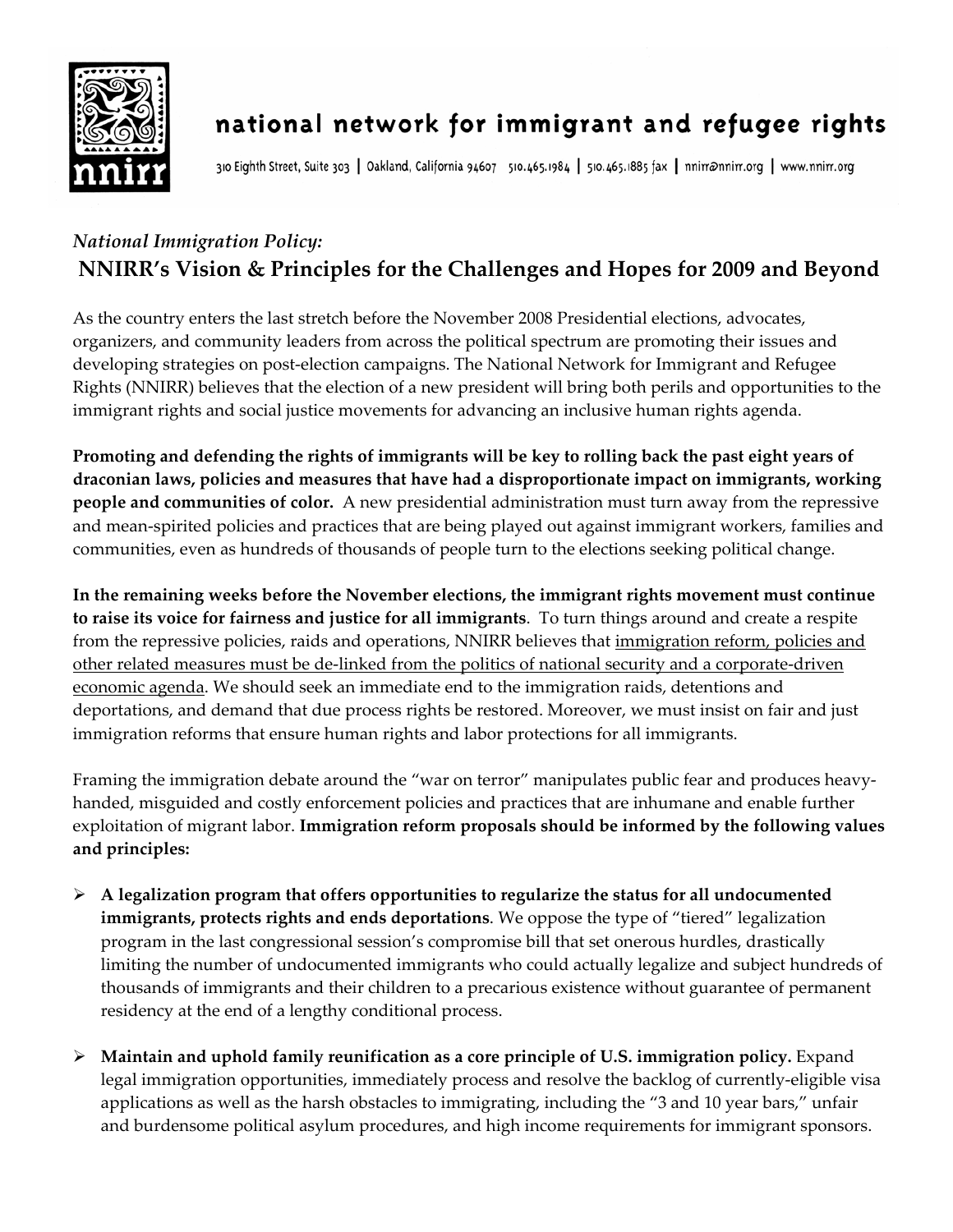# national network for immigrant and refugee rights

310 Eighth Street, Suite 303 | Oakland, California 94607 510.465.1984 | 510.465.1885 fax | nnirr@nnirr.org | www.nnirr.org

*National Immigration Policy:*

## NNIRR's Vision & Principles for the Challenges and Hopes for 2009 and Beyond

As the country enters the last stretch before the November 2008 Presidential elections, advocates, organizers, and community leaders from across the political spectrum are promoting their issues and developing strategies on post-election campaigns. The National Network for Immigrant and Refugee Rights (NNIRR) believes that the election of a new president will bring both perils and opportunities to the immigrant rights and social justice movements for advancing an inclusive human rights agenda.

**Promoting and defending the rights of immigrants will be key to rolling back the past eight years of draconian laws, policies and measures that have had a disproportionate impact on immigrants, working people and communities of color.** A new presidential administration must turn away from the repressive and mean-spirited policies and practices that are being played out against immigrant workers, families and communities, even as hundreds of thousands of people turn to the elections seeking political change.

**In the remaining weeks before the November elections, the immigrant rights movement must continue to raise its voice for fairness and justice for all immigrants**. To turn things around and create a respite from the repressive policies, raids and operations, NNIRR believes that <u>immigration reform, policies and other related measures must be de-linked from the politics of national security and a corporate-driven economic agenda</u>. We should seek an immediate end to the immigration raids, detentions and deportations, and demand that due process rights be restored. Moreover, we must insist on fair and just immigration reforms that ensure human rights and labor protections for all immigrants.

Framing the immigration debate around the "war on terror" manipulates public fear and produces heavy-handed, misguided and costly enforcement policies and practices that are inhumane and enable further exploitation of migrant labor. **Immigration reform proposals should be informed by the following values and principles:**

- **A legalization program that offers opportunities to regularize the status for all undocumented immigrants, protects rights and ends deportations**. We oppose the type of "tiered" legalization program in the last congressional session's compromise bill that set onerous hurdles, drastically limiting the number of undocumented immigrants who could actually legalize and subject hundreds of thousands of immigrants and their children to a precarious existence without guarantee of permanent residency at the end of a lengthy conditional process.

- **Maintain and uphold family reunification as a core principle of U.S. immigration policy.** Expand legal immigration opportunities, immediately process and resolve the backlog of currently-eligible visa applications as well as the harsh obstacles to immigrating, including the "3 and 10 year bars," unfair and burdensome political asylum procedures, and high income requirements for immigrant sponsors.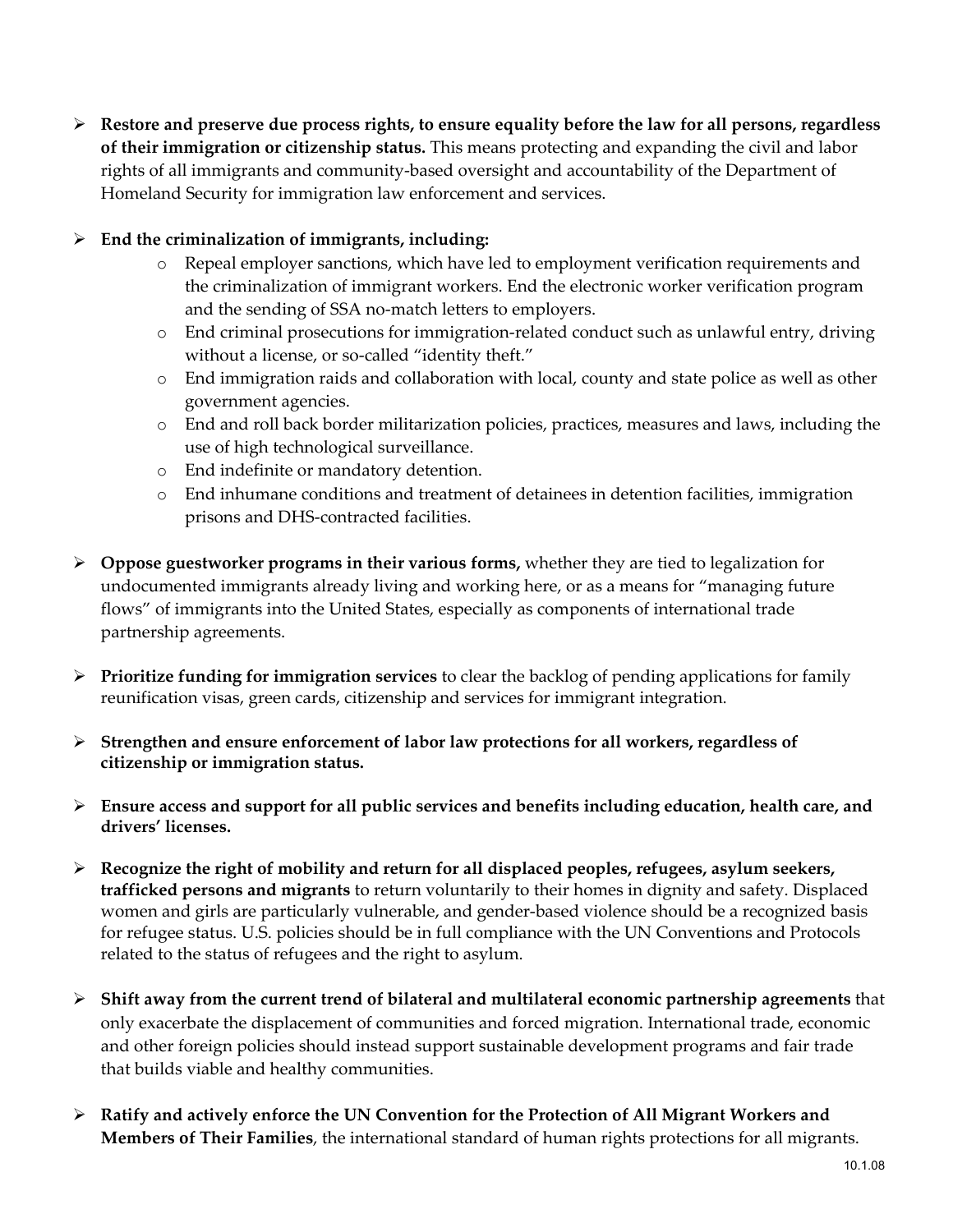- **Restore and preserve due process rights, to ensure equality before the law for all persons, regardless of their immigration or citizenship status.** This means protecting and expanding the civil and labor rights of all immigrants and community-based oversight and accountability of the Department of Homeland Security for immigration law enforcement and services.

- **End the criminalization of immigrants, including:**
  - Repeal employer sanctions, which have led to employment verification requirements and the criminalization of immigrant workers. End the electronic worker verification program and the sending of SSA no-match letters to employers.
  - End criminal prosecutions for immigration-related conduct such as unlawful entry, driving without a license, or so-called "identity theft."
  - End immigration raids and collaboration with local, county and state police as well as other government agencies.
  - End and roll back border militarization policies, practices, measures and laws, including the use of high technological surveillance.
  - End indefinite or mandatory detention.
  - End inhumane conditions and treatment of detainees in detention facilities, immigration prisons and DHS-contracted facilities.

- **Oppose guestworker programs in their various forms,** whether they are tied to legalization for undocumented immigrants already living and working here, or as a means for "managing future flows" of immigrants into the United States, especially as components of international trade partnership agreements.

- **Prioritize funding for immigration services** to clear the backlog of pending applications for family reunification visas, green cards, citizenship and services for immigrant integration.

- **Strengthen and ensure enforcement of labor law protections for all workers, regardless of citizenship or immigration status.**

- **Ensure access and support for all public services and benefits including education, health care, and drivers' licenses.**

- **Recognize the right of mobility and return for all displaced peoples, refugees, asylum seekers, trafficked persons and migrants** to return voluntarily to their homes in dignity and safety. Displaced women and girls are particularly vulnerable, and gender-based violence should be a recognized basis for refugee status. U.S. policies should be in full compliance with the UN Conventions and Protocols related to the status of refugees and the right to asylum.

- **Shift away from the current trend of bilateral and multilateral economic partnership agreements** that only exacerbate the displacement of communities and forced migration. International trade, economic and other foreign policies should instead support sustainable development programs and fair trade that builds viable and healthy communities.

- **Ratify and actively enforce the UN Convention for the Protection of All Migrant Workers and Members of Their Families**, the international standard of human rights protections for all migrants.

10.1.08